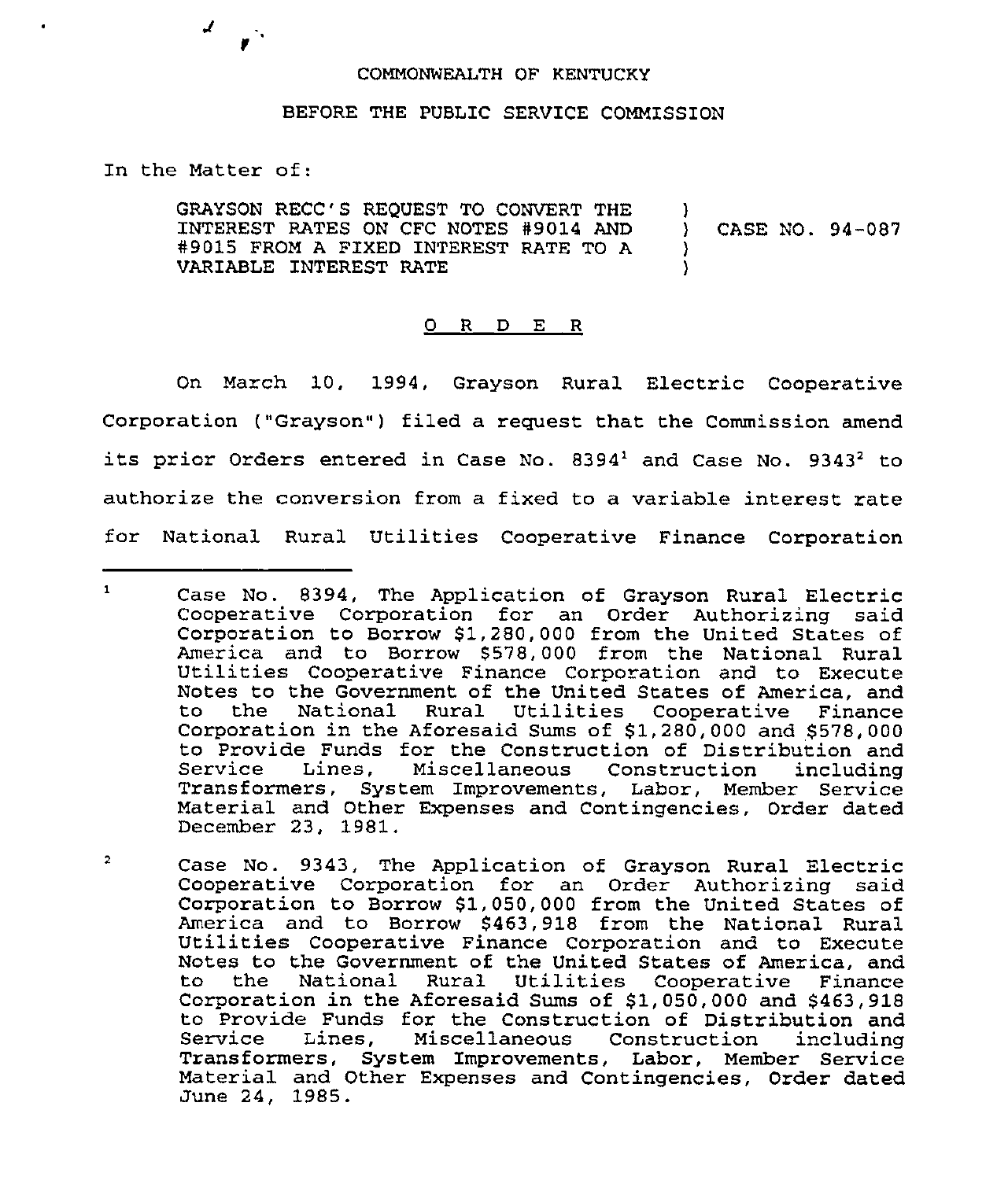COMMONWEALTH OF KENTUCKY

BEFORE THE PUBLIC SERVICE COMMISSION

In the Matter of:

| | | |
|---|---|---|
| GRAYSON RECC'S REQUEST TO CONVERT THE INTEREST RATES ON CFC NOTES #9014 AND #9015 FROM A FIXED INTEREST RATE TO A VARIABLE INTEREST RATE | ) ) ) ) | CASE NO. 94-087 |

O R D E R

On March 10, 1994, Grayson Rural Electric Cooperative Corporation ("Grayson") filed a request that the Commission amend its prior Orders entered in Case No. 8394[1] and Case No. 9343[2] to authorize the conversion from a fixed to a variable interest rate for National Rural Utilities Cooperative Finance Corporation

---

[1] Case No. 8394, The Application of Grayson Rural Electric Cooperative Corporation for an Order Authorizing said Corporation to Borrow $1,280,000 from the United States of America and to Borrow $578,000 from the National Rural Utilities Cooperative Finance Corporation and to Execute Notes to the Government of the United States of America, and to the National Rural Utilities Cooperative Finance Corporation in the Aforesaid Sums of $1,280,000 and $578,000 to Provide Funds for the Construction of Distribution and Service Lines, Miscellaneous Construction including Transformers, System Improvements, Labor, Member Service Material and Other Expenses and Contingencies, Order dated December 23, 1981.

[2] Case No. 9343, The Application of Grayson Rural Electric Cooperative Corporation for an Order Authorizing said Corporation to Borrow $1,050,000 from the United States of America and to Borrow $463,918 from the National Rural Utilities Cooperative Finance Corporation and to Execute Notes to the Government of the United States of America, and to the National Rural Utilities Cooperative Finance Corporation in the Aforesaid Sums of $1,050,000 and $463,918 to Provide Funds for the Construction of Distribution and Service Lines, Miscellaneous Construction including Transformers, System Improvements, Labor, Member Service Material and Other Expenses and Contingencies, Order dated June 24, 1985.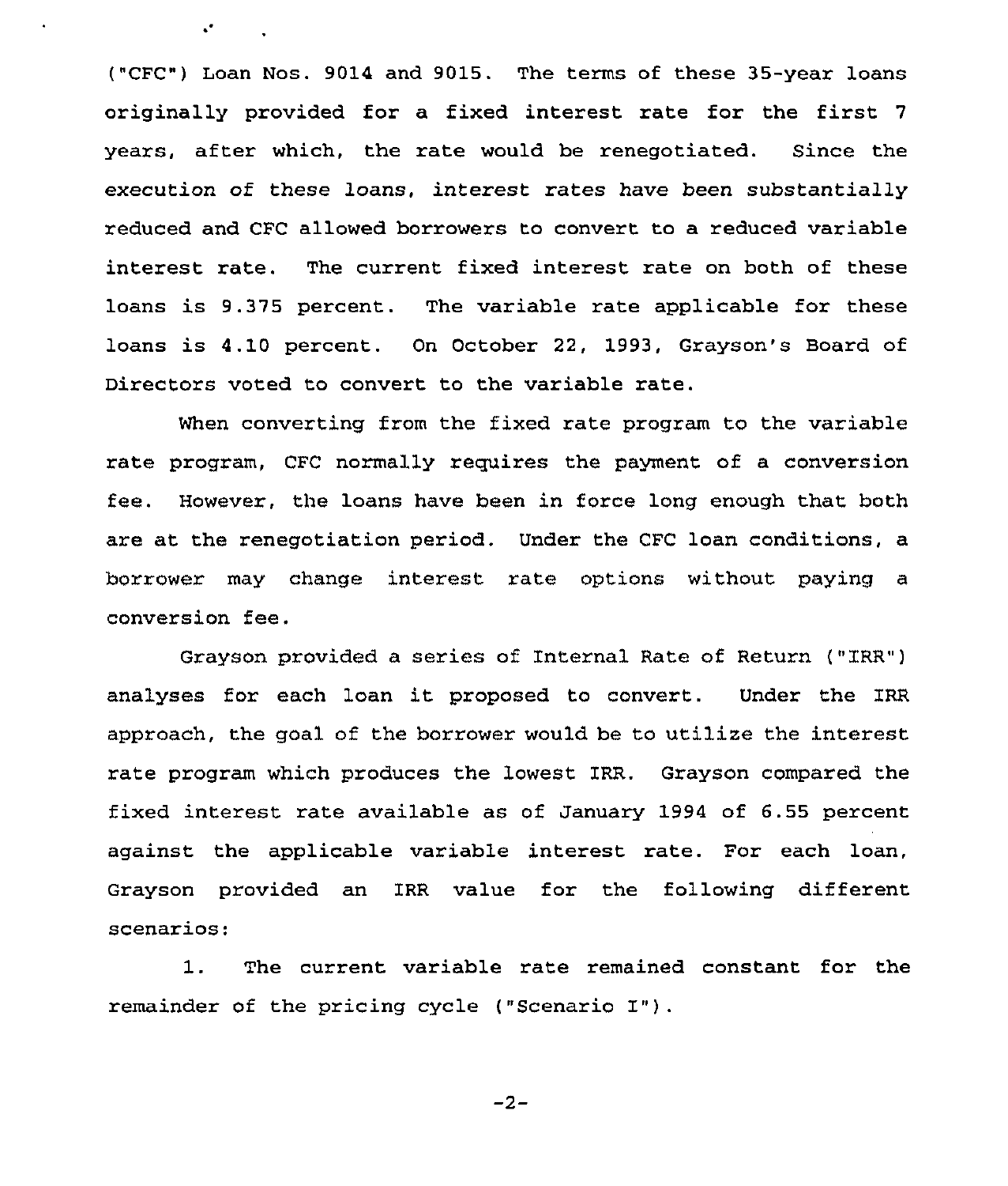("CFC") Loan Nos. 9014 and 9015. The terms of these 35-year loans originally provided for a fixed interest rate for the first 7 years, after which, the rate would be renegotiated. Since the execution of these loans, interest rates have been substantially reduced and CFC allowed borrowers to convert to a reduced variable interest rate. The current fixed interest rate on both of these loans is 9.375 percent. The variable rate applicable for these loans is 4.10 percent. On October 22, 1993, Grayson's Board of Directors voted to convert to the variable rate.

When converting from the fixed rate program to the variable rate program, CFC normally requires the payment of a conversion fee. However, the loans have been in force long enough that both are at the renegotiation period. Under the CFC loan conditions, a borrower may change interest rate options without paying a conversion fee.

Grayson provided a series of Internal Rate of Return ("IRR") analyses for each loan it proposed to convert. Under the IRR approach, the goal of the borrower would be to utilize the interest rate program which produces the lowest IRR. Grayson compared the fixed interest rate available as of January 1994 of 6.55 percent against the applicable variable interest rate. For each loan, Grayson provided an IRR value for the following different scenarios:

1. The current variable rate remained constant for the remainder of the pricing cycle ("Scenario I").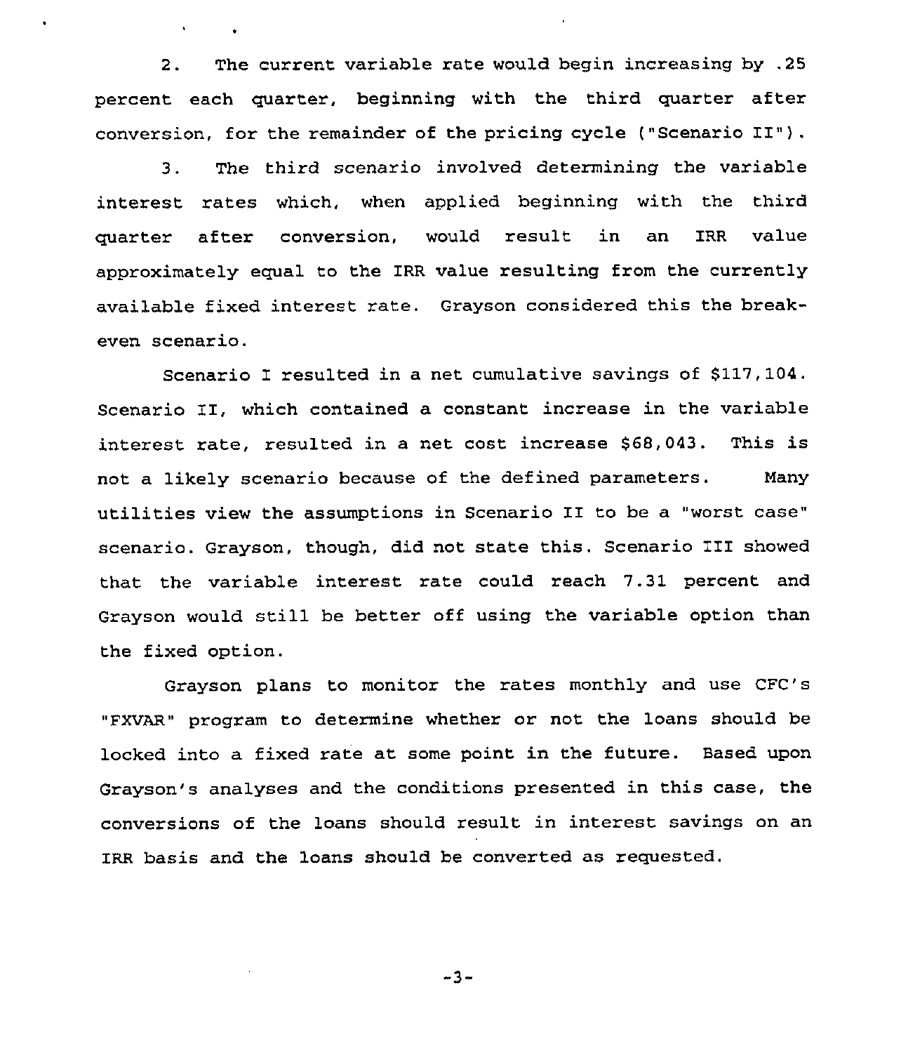2. The current variable rate would begin increasing by .25 percent each quarter, beginning with the third quarter after conversion, for the remainder of the pricing cycle ("Scenario II").

3. The third scenario involved determining the variable interest rates which, when applied beginning with the third quarter after conversion, would result in an IRR value approximately equal to the IRR value resulting from the currently available fixed interest rate. Grayson considered this the break-even scenario.

Scenario I resulted in a net cumulative savings of $117,104. Scenario II, which contained a constant increase in the variable interest rate, resulted in a net cost increase $68,043. This is not a likely scenario because of the defined parameters. Many utilities view the assumptions in Scenario II to be a "worst case" scenario. Grayson, though, did not state this. Scenario III showed that the variable interest rate could reach 7.31 percent and Grayson would still be better off using the variable option than the fixed option.

Grayson plans to monitor the rates monthly and use CFC's "FXVAR" program to determine whether or not the loans should be locked into a fixed rate at some point in the future. Based upon Grayson's analyses and the conditions presented in this case, the conversions of the loans should result in interest savings on an IRR basis and the loans should be converted as requested.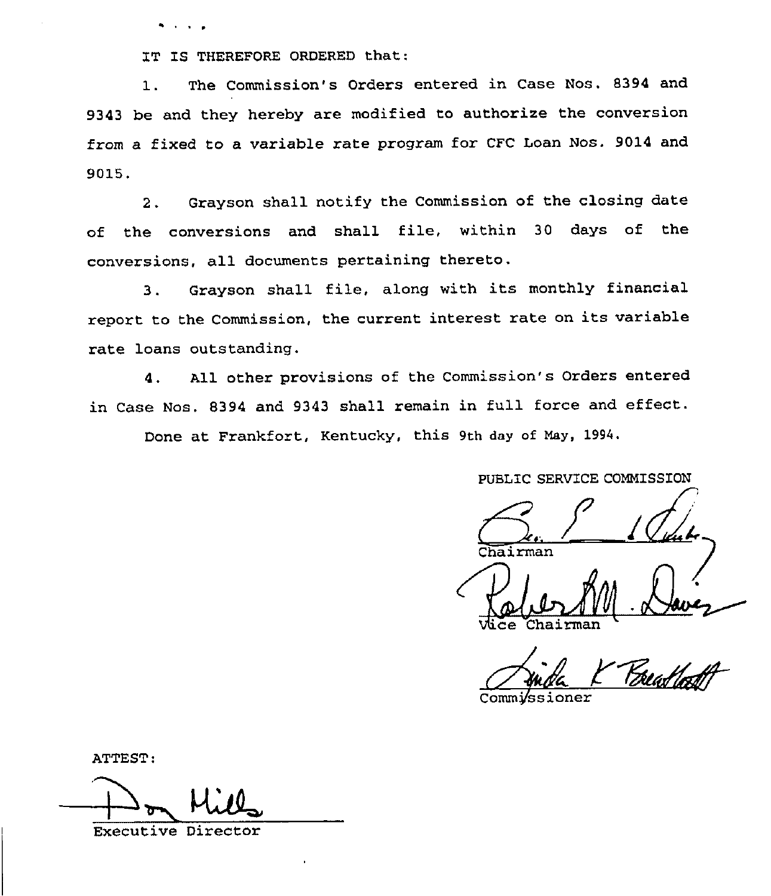IT IS THEREFORE ORDERED that:

1. The Commission's Orders entered in Case Nos. 8394 and 9343 be and they hereby are modified to authorize the conversion from a fixed to a variable rate program for CFC Loan Nos. 9014 and 9015.

2. Grayson shall notify the Commission of the closing date of the conversions and shall file, within 30 days of the conversions, all documents pertaining thereto.

3. Grayson shall file, along with its monthly financial report to the Commission, the current interest rate on its variable rate loans outstanding.

4. All other provisions of the Commission's Orders entered in Case Nos. 8394 and 9343 shall remain in full force and effect.

Done at Frankfort, Kentucky, this 9th day of May, 1994.

PUBLIC SERVICE COMMISSION

Chairman

Vice Chairman

Commissioner

ATTEST:

Executive Director